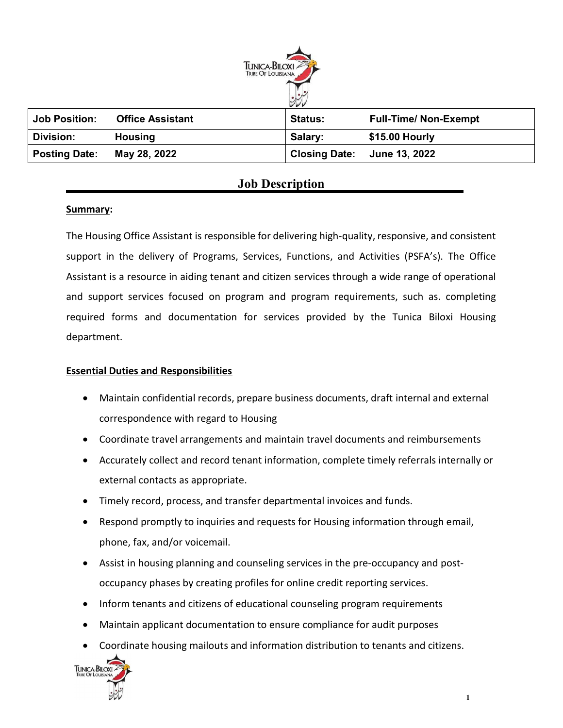| Job Position: | Office Assistant | Status: | Full-Time/ Non-Exempt |
|---|---|---|---|
| Division: | Housing | Salary: | $15.00 Hourly |
| Posting Date: | May 28, 2022 | Closing Date: | June 13, 2022 |

# Job Description

**Summary:**

The Housing Office Assistant is responsible for delivering high-quality, responsive, and consistent support in the delivery of Programs, Services, Functions, and Activities (PSFA's). The Office Assistant is a resource in aiding tenant and citizen services through a wide range of operational and support services focused on program and program requirements, such as. completing required forms and documentation for services provided by the Tunica Biloxi Housing department.

**Essential Duties and Responsibilities**

- Maintain confidential records, prepare business documents, draft internal and external correspondence with regard to Housing
- Coordinate travel arrangements and maintain travel documents and reimbursements
- Accurately collect and record tenant information, complete timely referrals internally or external contacts as appropriate.
- Timely record, process, and transfer departmental invoices and funds.
- Respond promptly to inquiries and requests for Housing information through email, phone, fax, and/or voicemail.
- Assist in housing planning and counseling services in the pre-occupancy and post-occupancy phases by creating profiles for online credit reporting services.
- Inform tenants and citizens of educational counseling program requirements
- Maintain applicant documentation to ensure compliance for audit purposes
- Coordinate housing mailouts and information distribution to tenants and citizens.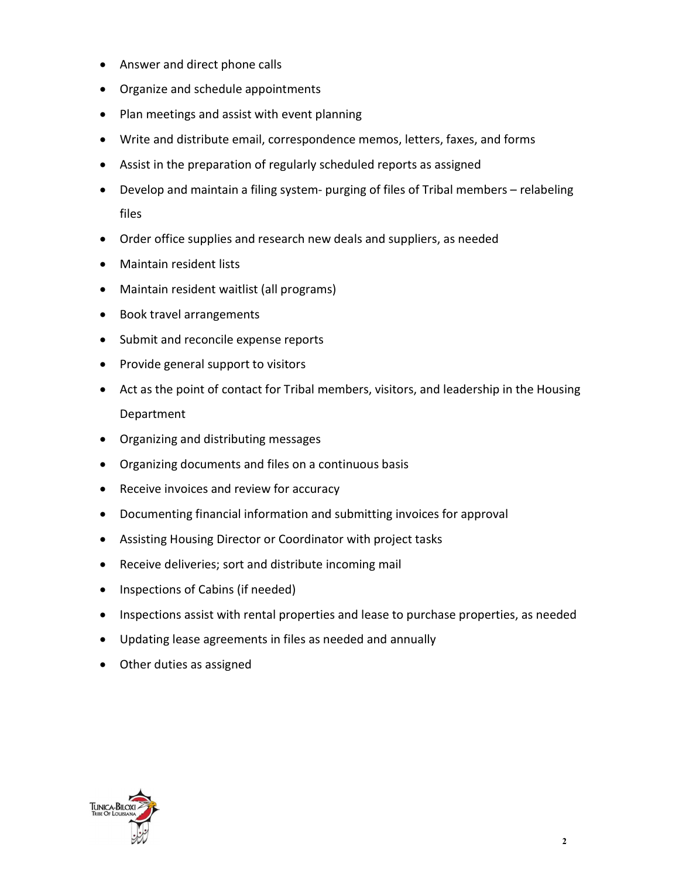- Answer and direct phone calls
- Organize and schedule appointments
- Plan meetings and assist with event planning
- Write and distribute email, correspondence memos, letters, faxes, and forms
- Assist in the preparation of regularly scheduled reports as assigned
- Develop and maintain a filing system- purging of files of Tribal members – relabeling files
- Order office supplies and research new deals and suppliers, as needed
- Maintain resident lists
- Maintain resident waitlist (all programs)
- Book travel arrangements
- Submit and reconcile expense reports
- Provide general support to visitors
- Act as the point of contact for Tribal members, visitors, and leadership in the Housing Department
- Organizing and distributing messages
- Organizing documents and files on a continuous basis
- Receive invoices and review for accuracy
- Documenting financial information and submitting invoices for approval
- Assisting Housing Director or Coordinator with project tasks
- Receive deliveries; sort and distribute incoming mail
- Inspections of Cabins (if needed)
- Inspections assist with rental properties and lease to purchase properties, as needed
- Updating lease agreements in files as needed and annually
- Other duties as assigned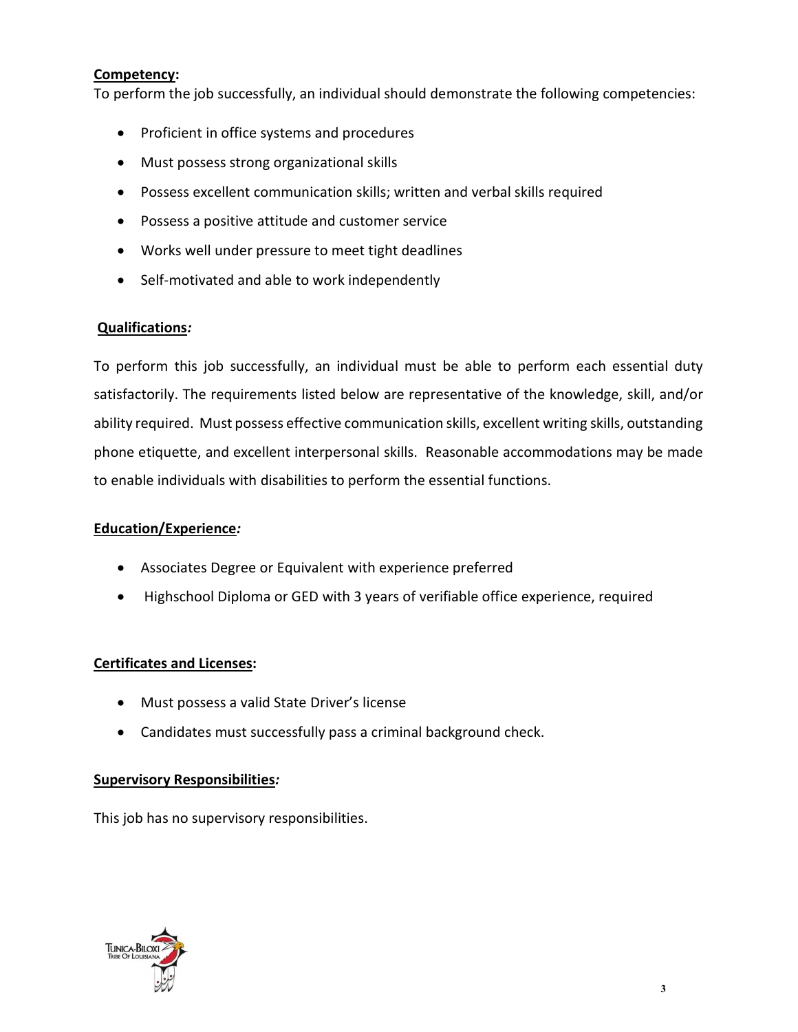**Competency:**

To perform the job successfully, an individual should demonstrate the following competencies:

- Proficient in office systems and procedures
- Must possess strong organizational skills
- Possess excellent communication skills; written and verbal skills required
- Possess a positive attitude and customer service
- Works well under pressure to meet tight deadlines
- Self-motivated and able to work independently

**Qualifications*:***

To perform this job successfully, an individual must be able to perform each essential duty satisfactorily. The requirements listed below are representative of the knowledge, skill, and/or ability required. Must possess effective communication skills, excellent writing skills, outstanding phone etiquette, and excellent interpersonal skills. Reasonable accommodations may be made to enable individuals with disabilities to perform the essential functions.

**Education/Experience*:***

- Associates Degree or Equivalent with experience preferred
- Highschool Diploma or GED with 3 years of verifiable office experience, required

**Certificates and Licenses:**

- Must possess a valid State Driver's license
- Candidates must successfully pass a criminal background check.

**Supervisory Responsibilities*:***

This job has no supervisory responsibilities.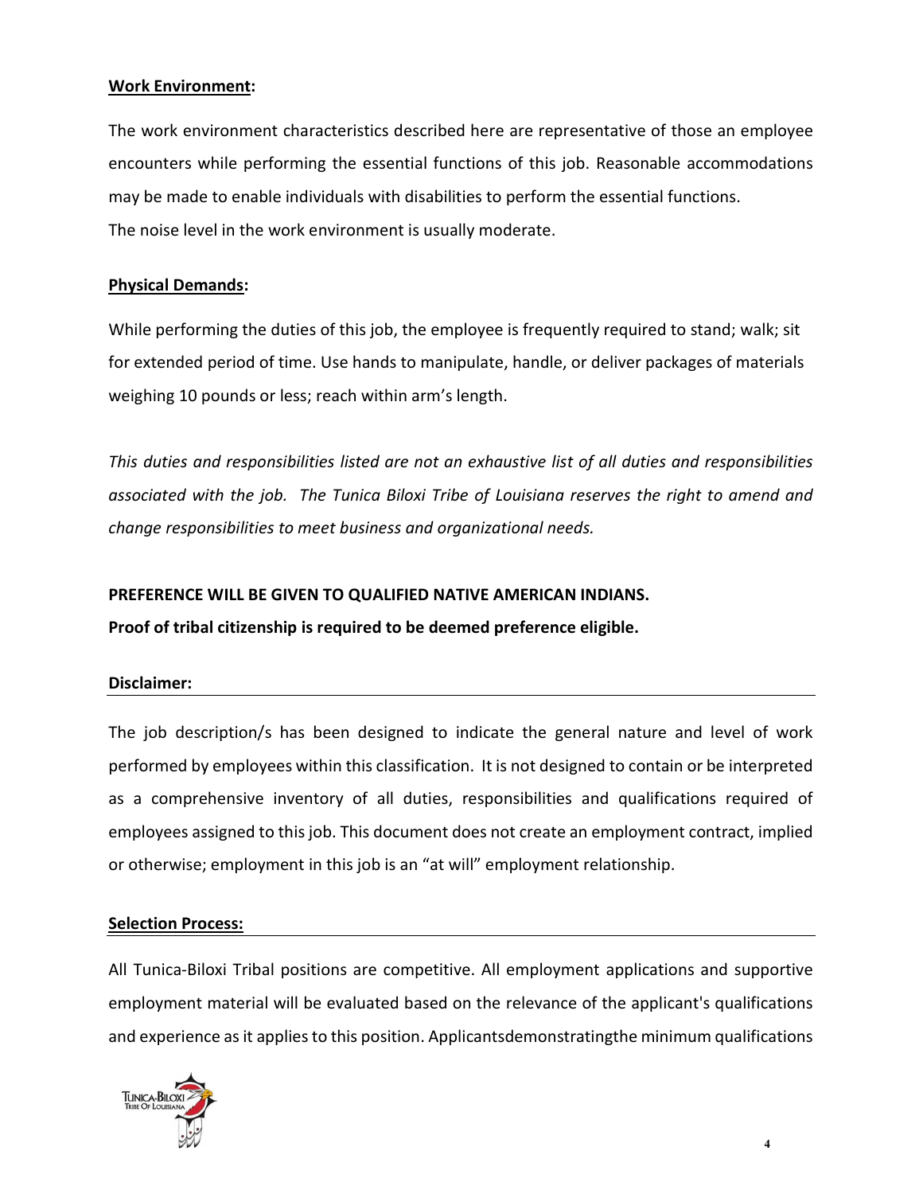**Work Environment:**

The work environment characteristics described here are representative of those an employee encounters while performing the essential functions of this job. Reasonable accommodations may be made to enable individuals with disabilities to perform the essential functions.
The noise level in the work environment is usually moderate.

**Physical Demands:**

While performing the duties of this job, the employee is frequently required to stand; walk; sit for extended period of time. Use hands to manipulate, handle, or deliver packages of materials weighing 10 pounds or less; reach within arm's length.

*This duties and responsibilities listed are not an exhaustive list of all duties and responsibilities associated with the job. The Tunica Biloxi Tribe of Louisiana reserves the right to amend and change responsibilities to meet business and organizational needs.*

**PREFERENCE WILL BE GIVEN TO QUALIFIED NATIVE AMERICAN INDIANS.**
**Proof of tribal citizenship is required to be deemed preference eligible.**

**Disclaimer:**

The job description/s has been designed to indicate the general nature and level of work performed by employees within this classification. It is not designed to contain or be interpreted as a comprehensive inventory of all duties, responsibilities and qualifications required of employees assigned to this job. This document does not create an employment contract, implied or otherwise; employment in this job is an "at will" employment relationship.

**Selection Process:**

All Tunica-Biloxi Tribal positions are competitive. All employment applications and supportive employment material will be evaluated based on the relevance of the applicant's qualifications and experience as it applies to this position. Applicantsdemonstratingthe minimum qualifications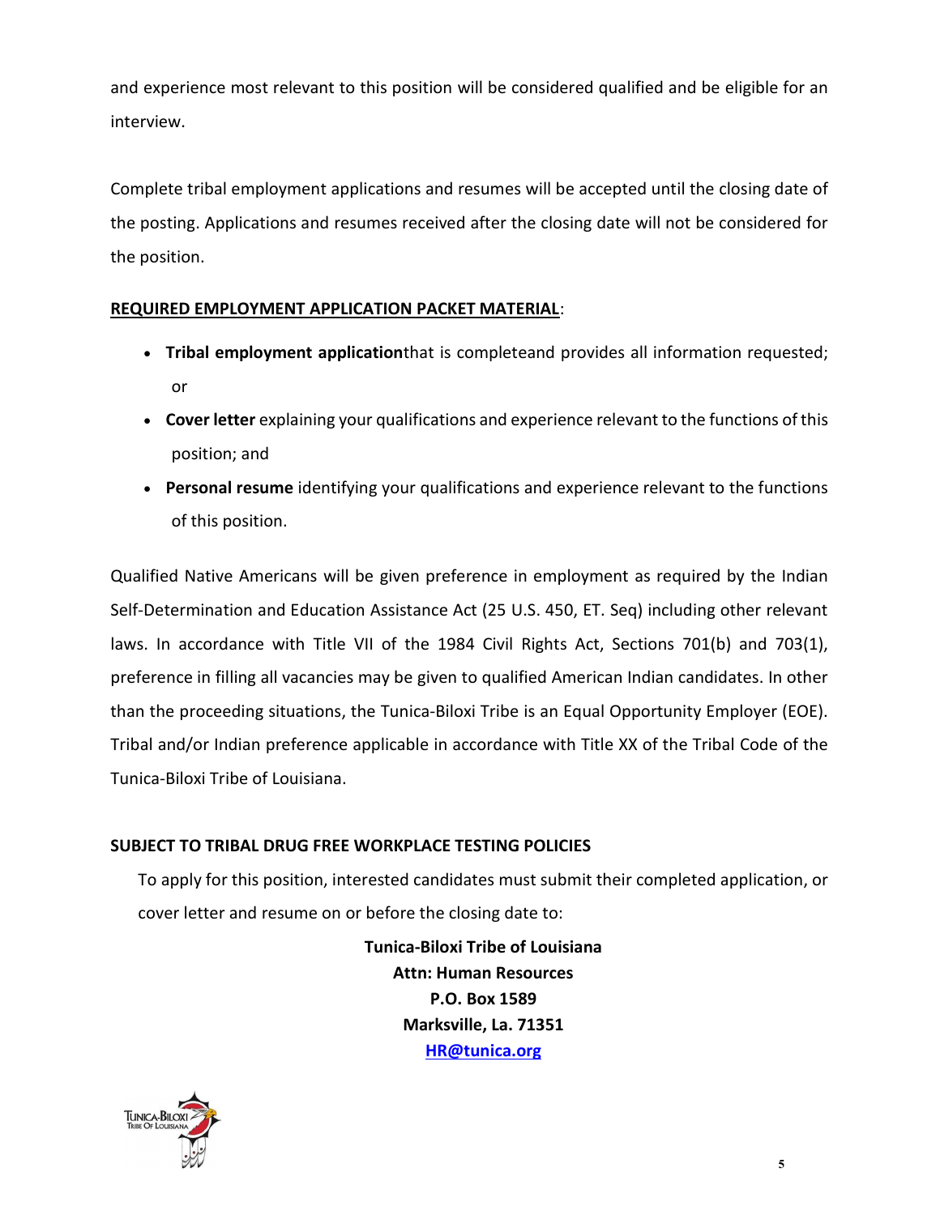and experience most relevant to this position will be considered qualified and be eligible for an interview.

Complete tribal employment applications and resumes will be accepted until the closing date of the posting. Applications and resumes received after the closing date will not be considered for the position.

**REQUIRED EMPLOYMENT APPLICATION PACKET MATERIAL**:

- **Tribal employment application**that is completeand provides all information requested; or
- **Cover letter** explaining your qualifications and experience relevant to the functions of this position; and
- **Personal resume** identifying your qualifications and experience relevant to the functions of this position.

Qualified Native Americans will be given preference in employment as required by the Indian Self-Determination and Education Assistance Act (25 U.S. 450, ET. Seq) including other relevant laws. In accordance with Title VII of the 1984 Civil Rights Act, Sections 701(b) and 703(1), preference in filling all vacancies may be given to qualified American Indian candidates. In other than the proceeding situations, the Tunica-Biloxi Tribe is an Equal Opportunity Employer (EOE). Tribal and/or Indian preference applicable in accordance with Title XX of the Tribal Code of the Tunica-Biloxi Tribe of Louisiana.

**SUBJECT TO TRIBAL DRUG FREE WORKPLACE TESTING POLICIES**

To apply for this position, interested candidates must submit their completed application, or cover letter and resume on or before the closing date to:

**Tunica-Biloxi Tribe of Louisiana**
**Attn: Human Resources**
**P.O. Box 1589**
**Marksville, La. 71351**
**HR@tunica.org**